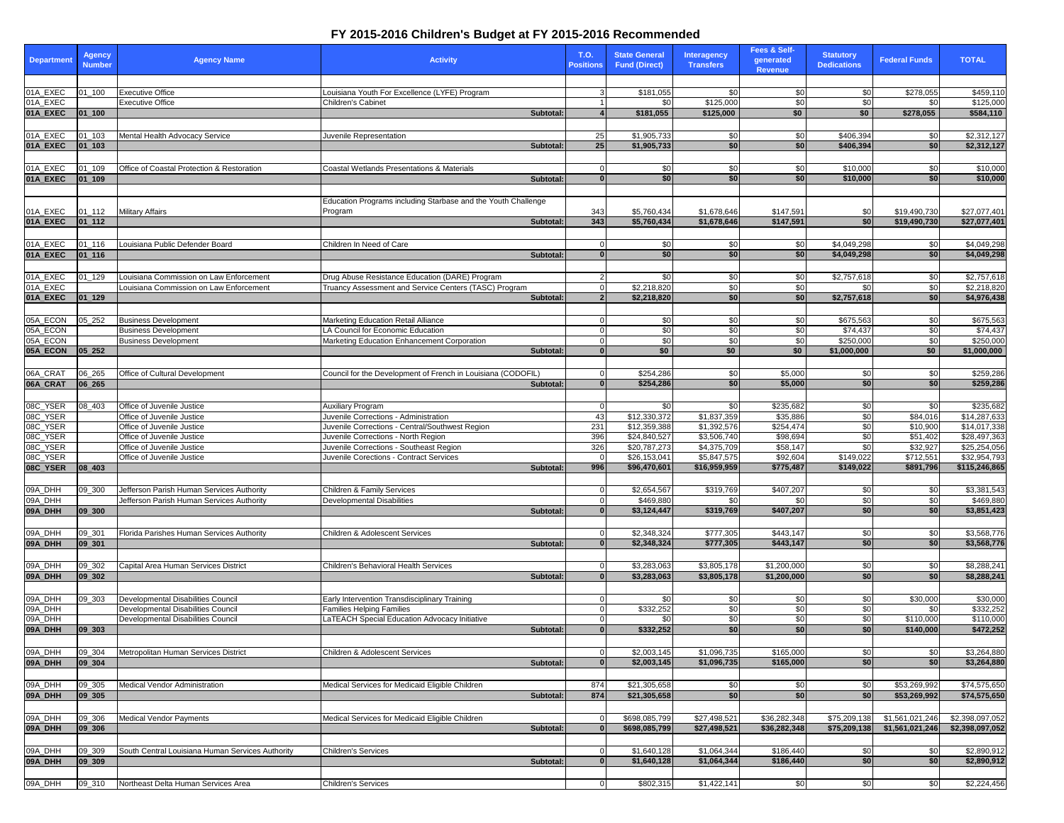# FY 2015-2016 Children's Budget at FY 2015-2016 Recommended

| Department | Agency Number | Agency Name | Activity | T.O. Positions | State General Fund (Direct) | Interagency Transfers | Fees & Self-generated Revenue | Statutory Dedications | Federal Funds | TOTAL |
|---|---|---|---|---|---|---|---|---|---|---|
| 01A_EXEC | 01_100 | Executive Office | Louisiana Youth For Excellence (LYFE) Program | 3 | $181,055 | $0 | $0 | $0 | $278,055 | $459,110 |
| 01A_EXEC | | Executive Office | Children's Cabinet | 1 | $0 | $125,000 | $0 | $0 | $0 | $125,000 |
| **01A_EXEC** | **01_100** | | **Subtotal:** | **4** | **$181,055** | **$125,000** | **$0** | **$0** | **$278,055** | **$584,110** |
| 01A_EXEC | 01_103 | Mental Health Advocacy Service | Juvenile Representation | 25 | $1,905,733 | $0 | $0 | $406,394 | $0 | $2,312,127 |
| **01A_EXEC** | **01_103** | | **Subtotal:** | **25** | **$1,905,733** | **$0** | **$0** | **$406,394** | **$0** | **$2,312,127** |
| 01A_EXEC | 01_109 | Office of Coastal Protection & Restoration | Coastal Wetlands Presentations & Materials | 0 | $0 | $0 | $0 | $10,000 | $0 | $10,000 |
| **01A_EXEC** | **01_109** | | **Subtotal:** | **0** | **$0** | **$0** | **$0** | **$10,000** | **$0** | **$10,000** |
| 01A_EXEC | 01_112 | Military Affairs | Education Programs including Starbase and the Youth Challenge Program | 343 | $5,760,434 | $1,678,646 | $147,591 | $0 | $19,490,730 | $27,077,401 |
| **01A_EXEC** | **01_112** | | **Subtotal:** | **343** | **$5,760,434** | **$1,678,646** | **$147,591** | **$0** | **$19,490,730** | **$27,077,401** |
| 01A_EXEC | 01_116 | Louisiana Public Defender Board | Children In Need of Care | 0 | $0 | $0 | $0 | $4,049,298 | $0 | $4,049,298 |
| **01A_EXEC** | **01_116** | | **Subtotal:** | **0** | **$0** | **$0** | **$0** | **$4,049,298** | **$0** | **$4,049,298** |
| 01A_EXEC | 01_129 | Louisiana Commission on Law Enforcement | Drug Abuse Resistance Education (DARE) Program | 2 | $0 | $0 | $0 | $2,757,618 | $0 | $2,757,618 |
| 01A_EXEC | | Louisiana Commission on Law Enforcement | Truancy Assessment and Service Centers (TASC) Program | 0 | $2,218,820 | $0 | $0 | $0 | $0 | $2,218,820 |
| **01A_EXEC** | **01_129** | | **Subtotal:** | **2** | **$2,218,820** | **$0** | **$0** | **$2,757,618** | **$0** | **$4,976,438** |
| 05A_ECON | 05_252 | Business Development | Marketing Education Retail Alliance | 0 | $0 | $0 | $0 | $675,563 | $0 | $675,563 |
| 05A_ECON | | Business Development | LA Council for Economic Education | 0 | $0 | $0 | $0 | $74,437 | $0 | $74,437 |
| 05A_ECON | | Business Development | Marketing Education Enhancement Corporation | 0 | $0 | $0 | $0 | $250,000 | $0 | $250,000 |
| **05A_ECON** | **05_252** | | **Subtotal:** | **0** | **$0** | **$0** | **$0** | **$1,000,000** | **$0** | **$1,000,000** |
| 06A_CRAT | 06_265 | Office of Cultural Development | Council for the Development of French in Louisiana (CODOFIL) | 0 | $254,286 | $0 | $5,000 | $0 | $0 | $259,286 |
| **06A_CRAT** | **06_265** | | **Subtotal:** | **0** | **$254,286** | **$0** | **$5,000** | **$0** | **$0** | **$259,286** |
| 08C_YSER | 08_403 | Office of Juvenile Justice | Auxiliary Program | 0 | $0 | $0 | $235,682 | $0 | $0 | $235,682 |
| 08C_YSER | | Office of Juvenile Justice | Juvenile Corrections - Administration | 43 | $12,330,372 | $1,837,359 | $35,886 | $0 | $84,016 | $14,287,633 |
| 08C_YSER | | Office of Juvenile Justice | Juvenile Corrections - Central/Southwest Region | 231 | $12,359,388 | $1,392,576 | $254,474 | $0 | $10,900 | $14,017,338 |
| 08C_YSER | | Office of Juvenile Justice | Juvenile Corrections - North Region | 396 | $24,840,527 | $3,506,740 | $98,694 | $0 | $51,402 | $28,497,363 |
| 08C_YSER | | Office of Juvenile Justice | Juvenile Corrections - Southeast Region | 326 | $20,787,273 | $4,375,709 | $58,147 | $0 | $32,927 | $25,254,056 |
| 08C_YSER | | Office of Juvenile Justice | Juvenile Corections - Contract Services | 0 | $26,153,041 | $5,847,575 | $92,604 | $149,022 | $712,551 | $32,954,793 |
| **08C_YSER** | **08_403** | | **Subtotal:** | **996** | **$96,470,601** | **$16,959,959** | **$775,487** | **$149,022** | **$891,796** | **$115,246,865** |
| 09A_DHH | 09_300 | Jefferson Parish Human Services Authority | Children & Family Services | 0 | $2,654,567 | $319,769 | $407,207 | $0 | $0 | $3,381,543 |
| 09A_DHH | | Jefferson Parish Human Services Authority | Developmental Disabilities | 0 | $469,880 | $0 | $0 | $0 | $0 | $469,880 |
| **09A_DHH** | **09_300** | | **Subtotal:** | **0** | **$3,124,447** | **$319,769** | **$407,207** | **$0** | **$0** | **$3,851,423** |
| 09A_DHH | 09_301 | Florida Parishes Human Services Authority | Children & Adolescent Services | 0 | $2,348,324 | $777,305 | $443,147 | $0 | $0 | $3,568,776 |
| **09A_DHH** | **09_301** | | **Subtotal:** | **0** | **$2,348,324** | **$777,305** | **$443,147** | **$0** | **$0** | **$3,568,776** |
| 09A_DHH | 09_302 | Capital Area Human Services District | Children's Behavioral Health Services | 0 | $3,283,063 | $3,805,178 | $1,200,000 | $0 | $0 | $8,288,241 |
| **09A_DHH** | **09_302** | | **Subtotal:** | **0** | **$3,283,063** | **$3,805,178** | **$1,200,000** | **$0** | **$0** | **$8,288,241** |
| 09A_DHH | 09_303 | Developmental Disabilities Council | Early Intervention Transdisciplinary Training | 0 | $0 | $0 | $0 | $0 | $30,000 | $30,000 |
| 09A_DHH | | Developmental Disabilities Council | Families Helping Families | 0 | $332,252 | $0 | $0 | $0 | $0 | $332,252 |
| 09A_DHH | | Developmental Disabilities Council | LaTEACH Special Education Advocacy Initiative | 0 | $0 | $0 | $0 | $0 | $110,000 | $110,000 |
| **09A_DHH** | **09_303** | | **Subtotal:** | **0** | **$332,252** | **$0** | **$0** | **$0** | **$140,000** | **$472,252** |
| 09A_DHH | 09_304 | Metropolitan Human Services District | Children & Adolescent Services | 0 | $2,003,145 | $1,096,735 | $165,000 | $0 | $0 | $3,264,880 |
| **09A_DHH** | **09_304** | | **Subtotal:** | **0** | **$2,003,145** | **$1,096,735** | **$165,000** | **$0** | **$0** | **$3,264,880** |
| 09A_DHH | 09_305 | Medical Vendor Administration | Medical Services for Medicaid Eligible Children | 874 | $21,305,658 | $0 | $0 | $0 | $53,269,992 | $74,575,650 |
| **09A_DHH** | **09_305** | | **Subtotal:** | **874** | **$21,305,658** | **$0** | **$0** | **$0** | **$53,269,992** | **$74,575,650** |
| 09A_DHH | 09_306 | Medical Vendor Payments | Medical Services for Medicaid Eligible Children | 0 | $698,085,799 | $27,498,521 | $36,282,348 | $75,209,138 | $1,561,021,246 | $2,398,097,052 |
| **09A_DHH** | **09_306** | | **Subtotal:** | **0** | **$698,085,799** | **$27,498,521** | **$36,282,348** | **$75,209,138** | **$1,561,021,246** | **$2,398,097,052** |
| 09A_DHH | 09_309 | South Central Louisiana Human Services Authority | Children's Services | 0 | $1,640,128 | $1,064,344 | $186,440 | $0 | $0 | $2,890,912 |
| **09A_DHH** | **09_309** | | **Subtotal:** | **0** | **$1,640,128** | **$1,064,344** | **$186,440** | **$0** | **$0** | **$2,890,912** |
| 09A_DHH | 09_310 | Northeast Delta Human Services Area | Children's Services | 0 | $802,315 | $1,422,141 | $0 | $0 | $0 | $2,224,456 |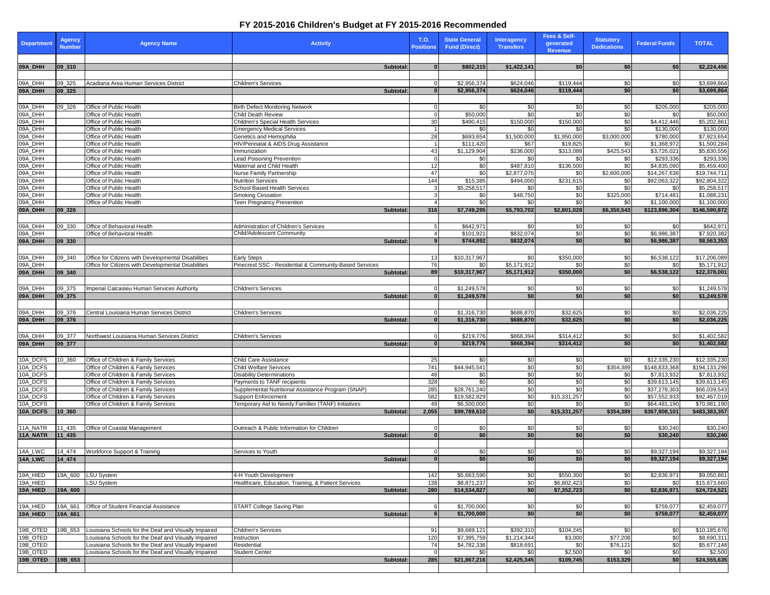# FY 2015-2016 Children's Budget at FY 2015-2016 Recommended

| Department | Agency Number | Agency Name | Activity | T.O. Positions | State General Fund (Direct) | Interagency Transfers | Fees & Self-generated Revenue | Statutory Dedications | Federal Funds | TOTAL |
|---|---|---|---|---|---|---|---|---|---|---|
| **09A_DHH** | **09_310** | | **Subtotal:** | **0** | **$802,315** | **$1,422,141** | **$0** | **$0** | **$0** | **$2,224,456** |
| 09A_DHH | 09_325 | Acadiana Area Human Services District | Children's Services | 0 | $2,956,374 | $624,046 | $119,444 | $0 | $0 | $3,699,864 |
| **09A_DHH** | **09_325** | | **Subtotal:** | **0** | **$2,956,374** | **$624,046** | **$119,444** | **$0** | **$0** | **$3,699,864** |
| 09A_DHH | 09_326 | Office of Public Health | Birth Defect Monitoring Network | 0 | $0 | $0 | $0 | $0 | $205,000 | $205,000 |
| 09A_DHH | | Office of Public Health | Child Death Review | 0 | $50,000 | $0 | $0 | $0 | $0 | $50,000 |
| 09A_DHH | | Office of Public Health | Children's Special Health Services | 30 | $490,415 | $150,000 | $150,000 | $0 | $4,412,446 | $5,202,861 |
| 09A_DHH | | Office of Public Health | Emergency Medical Services | 1 | $0 | $0 | $0 | $0 | $130,000 | $130,000 |
| 09A_DHH | | Office of Public Health | Genetics and Hemophilia | 28 | $693,654 | $1,500,000 | $1,950,000 | $3,000,000 | $780,000 | $7,923,654 |
| 09A_DHH | | Office of Public Health | HIV/Perinatal & AIDS Drug Assistance | 1 | $111,420 | $67 | $19,825 | $0 | $1,368,972 | $1,500,284 |
| 09A_DHH | | Office of Public Health | Immunization | 43 | $1,129,904 | $236,000 | $313,088 | $425,543 | $3,726,021 | $5,830,556 |
| 09A_DHH | | Office of Public Health | Lead Poisoning Prevention | 0 | $0 | $0 | $0 | $0 | $293,336 | $293,336 |
| 09A_DHH | | Office of Public Health | Maternal and Child Health | 12 | $0 | $487,810 | $136,500 | $0 | $4,835,090 | $5,459,400 |
| 09A_DHH | | Office of Public Health | Nurse Family Partnership | 47 | $0 | $2,877,075 | $0 | $2,600,000 | $14,267,636 | $19,744,711 |
| 09A_DHH | | Office of Public Health | Nutrition Services | 144 | $15,385 | $494,000 | $231,615 | $0 | $92,063,322 | $92,804,322 |
| 09A_DHH | | Office of Public Health | School Based Health Services | 3 | $5,258,517 | $0 | $0 | $0 | $0 | $5,258,517 |
| 09A_DHH | | Office of Public Health | Smoking Cessation | 3 | $0 | $48,750 | $0 | $325,000 | $714,481 | $1,088,231 |
| 09A_DHH | | Office of Public Health | Teen Pregnancy Prevention | 4 | $0 | $0 | $0 | $0 | $1,100,000 | $1,100,000 |
| **09A_DHH** | **09_326** | | **Subtotal:** | **316** | **$7,749,295** | **$5,793,702** | **$2,801,028** | **$6,350,543** | **$123,896,304** | **$146,590,872** |
| 09A_DHH | 09_330 | Office of Behavioral Health | Administration of Children's Services | 5 | $642,971 | $0 | $0 | $0 | $0 | $642,971 |
| 09A_DHH | | Office of Behavioral Health | Child/Adolescent Community | 4 | $101,921 | $832,074 | $0 | $0 | $6,986,387 | $7,920,382 |
| **09A_DHH** | **09_330** | | **Subtotal:** | **9** | **$744,892** | **$832,074** | **$0** | **$0** | **$6,986,387** | **$8,563,353** |
| 09A_DHH | 09_340 | Office for Citizens with Developmental Disabilities | Early Steps | 13 | $10,317,967 | $0 | $350,000 | $0 | $6,538,122 | $17,206,089 |
| 09A_DHH | | Office for Citizens with Developmental Disabilities | Pinecrest SSC - Residential & Community-Based Services | 76 | $0 | $5,171,912 | $0 | $0 | $0 | $5,171,912 |
| **09A_DHH** | **09_340** | | **Subtotal:** | **89** | **$10,317,967** | **$5,171,912** | **$350,000** | **$0** | **$6,538,122** | **$22,378,001** |
| 09A_DHH | 09_375 | Imperial Calcasieu Human Services Authority | Children's Services | 0 | $1,249,578 | $0 | $0 | $0 | $0 | $1,249,578 |
| **09A_DHH** | **09_375** | | **Subtotal:** | **0** | **$1,249,578** | **$0** | **$0** | **$0** | **$0** | **$1,249,578** |
| 09A_DHH | 09_376 | Central Louisiana Human Services District | Children's Services | 0 | $1,316,730 | $686,870 | $32,625 | $0 | $0 | $2,036,225 |
| **09A_DHH** | **09_376** | | **Subtotal:** | **0** | **$1,316,730** | **$686,870** | **$32,625** | **$0** | **$0** | **$2,036,225** |
| 09A_DHH | 09_377 | Northwest Louisiana Human Services District | Children's Services | 0 | $219,776 | $868,394 | $314,412 | $0 | $0 | $1,402,582 |
| **09A_DHH** | **09_377** | | **Subtotal:** | **0** | **$219,776** | **$868,394** | **$314,412** | **$0** | **$0** | **$1,402,582** |
| 10A_DCFS | 10_360 | Office of Children & Family Services | Child Care Assistance | 25 | $0 | $0 | $0 | $0 | $12,335,230 | $12,335,230 |
| 10A_DCFS | | Office of Children & Family Services | Child Welfare Services | 741 | $44,945,541 | $0 | $0 | $354,389 | $148,833,368 | $194,133,298 |
| 10A_DCFS | | Office of Children & Family Services | Disability Determinations | 46 | $0 | $0 | $0 | $0 | $7,813,932 | $7,813,932 |
| 10A_DCFS | | Office of Children & Family Services | Payments to TANF recipients | 328 | $0 | $0 | $0 | $0 | $39,613,145 | $39,613,145 |
| 10A_DCFS | | Office of Children & Family Services | Supplemental Nutritional Assistance Program (SNAP) | 285 | $28,761,240 | $0 | $0 | $0 | $37,278,303 | $66,039,543 |
| 10A_DCFS | | Office of Children & Family Services | Support Enforcement | 582 | $19,582,829 | $0 | $15,331,257 | $0 | $57,552,933 | $92,467,019 |
| 10A_DCFS | | Office of Children & Family Services | Temporary Aid to Needy Families (TANF) Initiatives | 48 | $6,500,000 | $0 | $0 | $0 | $64,481,190 | $70,981,190 |
| **10A_DCFS** | **10_360** | | **Subtotal:** | **2,055** | **$99,789,610** | **$0** | **$15,331,257** | **$354,389** | **$367,908,101** | **$483,383,357** |
| 11A_NATR | 11_435 | Office of Coastal Management | Outreach & Public Information for Children | 0 | $0 | $0 | $0 | $0 | $30,240 | $30,240 |
| **11A_NATR** | **11_435** | | **Subtotal:** | **0** | **$0** | **$0** | **$0** | **$0** | **$30,240** | **$30,240** |
| 14A_LWC | 14_474 | Workforce Support & Training | Services to Youth | 0 | $0 | $0 | $0 | $0 | $9,327,194 | $9,327,194 |
| **14A_LWC** | **14_474** | | **Subtotal:** | **0** | **$0** | **$0** | **$0** | **$0** | **$9,327,194** | **$9,327,194** |
| 19A_HIED | 19A_600 | LSU System | 4-H Youth Development | 142 | $5,663,590 | $0 | $550,300 | $0 | $2,836,971 | $9,050,861 |
| 19A_HIED | | LSU System | Healthcare, Education, Training, & Patient Services | 138 | $8,871,237 | $0 | $6,802,423 | $0 | $0 | $15,673,660 |
| **19A_HIED** | **19A_600** | | **Subtotal:** | **280** | **$14,534,827** | **$0** | **$7,352,723** | **$0** | **$2,836,971** | **$24,724,521** |
| 19A_HIED | 19A_661 | Office of Student Financial Assistance | START College Saving Plan | 6 | $1,700,000 | $0 | $0 | $0 | $759,077 | $2,459,077 |
| **19A_HIED** | **19A_661** | | **Subtotal:** | **6** | **$1,700,000** | **$0** | **$0** | **$0** | **$759,077** | **$2,459,077** |
| 19B_OTED | 19B_653 | Louisiana Schools for the Deaf and Visually Impaired | Children's Services | 91 | $9,689,121 | $392,310 | $104,245 | $0 | $0 | $10,185,676 |
| 19B_OTED | | Louisiana Schools for the Deaf and Visually Impaired | Instruction | 120 | $7,395,759 | $1,214,344 | $3,000 | $77,208 | $0 | $8,690,311 |
| 19B_OTED | | Louisiana Schools for the Deaf and Visually Impaired | Residential | 74 | $4,782,336 | $818,691 | $0 | $76,121 | $0 | $5,677,148 |
| 19B_OTED | | Louisiana Schools for the Deaf and Visually Impaired | Student Center | 0 | $0 | $0 | $2,500 | $0 | $0 | $2,500 |
| **19B_OTED** | **19B_653** | | **Subtotal:** | **285** | **$21,867,216** | **$2,425,345** | **$109,745** | **$153,329** | **$0** | **$24,555,635** |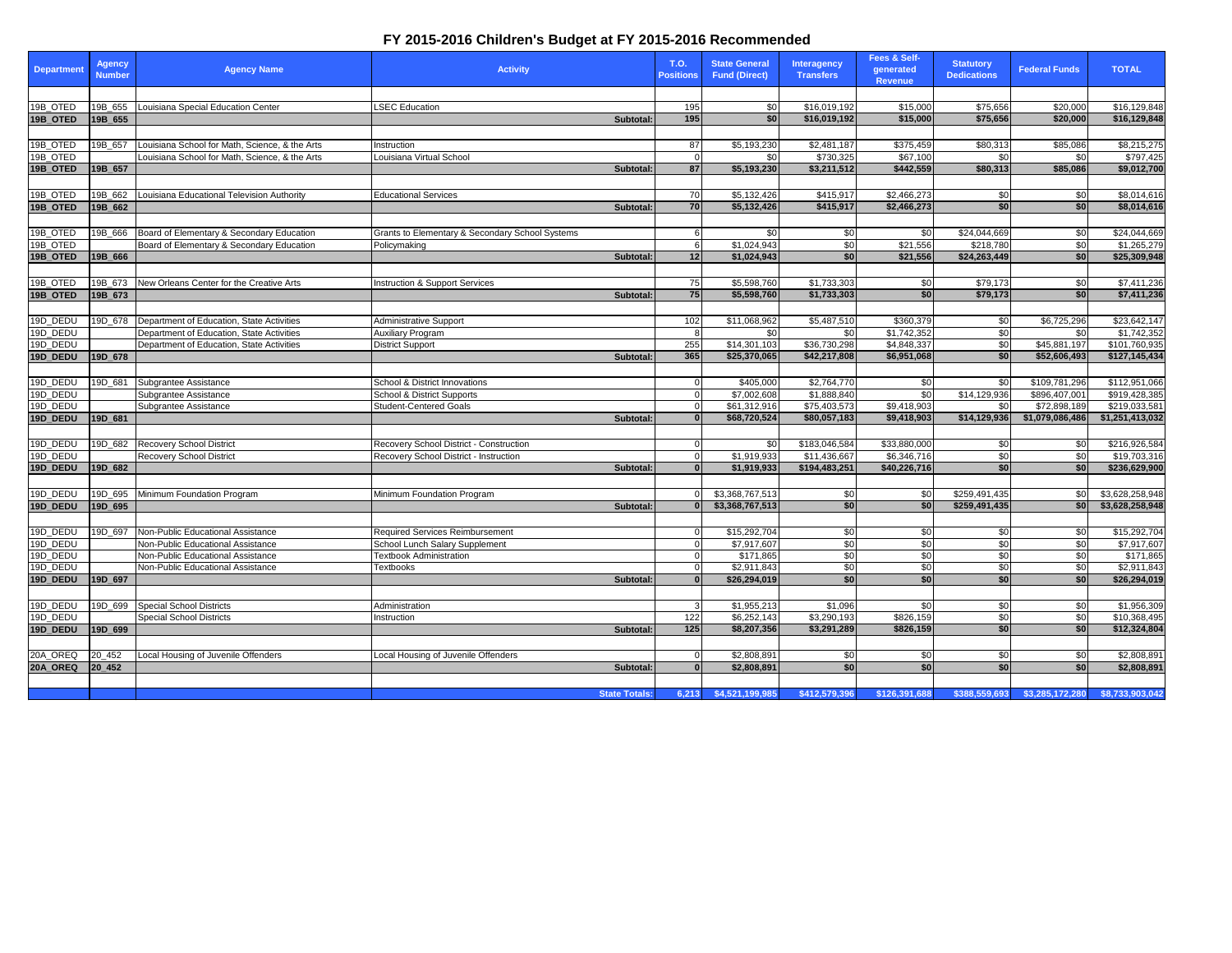# FY 2015-2016 Children's Budget at FY 2015-2016 Recommended

| Department | Agency Number | Agency Name | Activity | T.O. Positions | State General Fund (Direct) | Interagency Transfers | Fees & Self-generated Revenue | Statutory Dedications | Federal Funds | TOTAL |
|---|---|---|---|---|---|---|---|---|---|---|
| 19B_OTED | 19B_655 | Louisiana Special Education Center | LSEC Education | 195 | $0 | $16,019,192 | $15,000 | $75,656 | $20,000 | $16,129,848 |
| **19B_OTED** | **19B_655** | | **Subtotal:** | **195** | **$0** | **$16,019,192** | **$15,000** | **$75,656** | **$20,000** | **$16,129,848** |
| 19B_OTED | 19B_657 | Louisiana School for Math, Science, & the Arts | Instruction | 87 | $5,193,230 | $2,481,187 | $375,459 | $80,313 | $85,086 | $8,215,275 |
| 19B_OTED | | Louisiana School for Math, Science, & the Arts | Louisiana Virtual School | 0 | $0 | $730,325 | $67,100 | $0 | $0 | $797,425 |
| **19B_OTED** | **19B_657** | | **Subtotal:** | **87** | **$5,193,230** | **$3,211,512** | **$442,559** | **$80,313** | **$85,086** | **$9,012,700** |
| 19B_OTED | 19B_662 | Louisiana Educational Television Authority | Educational Services | 70 | $5,132,426 | $415,917 | $2,466,273 | $0 | $0 | $8,014,616 |
| **19B_OTED** | **19B_662** | | **Subtotal:** | **70** | **$5,132,426** | **$415,917** | **$2,466,273** | **$0** | **$0** | **$8,014,616** |
| 19B_OTED | 19B_666 | Board of Elementary & Secondary Education | Grants to Elementary & Secondary School Systems | 6 | $0 | $0 | $0 | $24,044,669 | $0 | $24,044,669 |
| 19B_OTED | | Board of Elementary & Secondary Education | Policymaking | 6 | $1,024,943 | $0 | $21,556 | $218,780 | $0 | $1,265,279 |
| **19B_OTED** | **19B_666** | | **Subtotal:** | **12** | **$1,024,943** | **$0** | **$21,556** | **$24,263,449** | **$0** | **$25,309,948** |
| 19B_OTED | 19B_673 | New Orleans Center for the Creative Arts | Instruction & Support Services | 75 | $5,598,760 | $1,733,303 | $0 | $79,173 | $0 | $7,411,236 |
| **19B_OTED** | **19B_673** | | **Subtotal:** | **75** | **$5,598,760** | **$1,733,303** | **$0** | **$79,173** | **$0** | **$7,411,236** |
| 19D_DEDU | 19D_678 | Department of Education, State Activities | Administrative Support | 102 | $11,068,962 | $5,487,510 | $360,379 | $0 | $6,725,296 | $23,642,147 |
| 19D_DEDU | | Department of Education, State Activities | Auxiliary Program | 8 | $0 | $0 | $1,742,352 | $0 | $0 | $1,742,352 |
| 19D_DEDU | | Department of Education, State Activities | District Support | 255 | $14,301,103 | $36,730,298 | $4,848,337 | $0 | $45,881,197 | $101,760,935 |
| **19D_DEDU** | **19D_678** | | **Subtotal:** | **365** | **$25,370,065** | **$42,217,808** | **$6,951,068** | **$0** | **$52,606,493** | **$127,145,434** |
| 19D_DEDU | 19D_681 | Subgrantee Assistance | School & District Innovations | 0 | $405,000 | $2,764,770 | $0 | $0 | $109,781,296 | $112,951,066 |
| 19D_DEDU | | Subgrantee Assistance | School & District Supports | 0 | $7,002,608 | $1,888,840 | $0 | $14,129,936 | $896,407,001 | $919,428,385 |
| 19D_DEDU | | Subgrantee Assistance | Student-Centered Goals | 0 | $61,312,916 | $75,403,573 | $9,418,903 | $0 | $72,898,189 | $219,033,581 |
| **19D_DEDU** | **19D_681** | | **Subtotal:** | **0** | **$68,720,524** | **$80,057,183** | **$9,418,903** | **$14,129,936** | **$1,079,086,486** | **$1,251,413,032** |
| 19D_DEDU | 19D_682 | Recovery School District | Recovery School District - Construction | 0 | $0 | $183,046,584 | $33,880,000 | $0 | $0 | $216,926,584 |
| 19D_DEDU | | Recovery School District | Recovery School District - Instruction | 0 | $1,919,933 | $11,436,667 | $6,346,716 | $0 | $0 | $19,703,316 |
| **19D_DEDU** | **19D_682** | | **Subtotal:** | **0** | **$1,919,933** | **$194,483,251** | **$40,226,716** | **$0** | **$0** | **$236,629,900** |
| 19D_DEDU | 19D_695 | Minimum Foundation Program | Minimum Foundation Program | 0 | $3,368,767,513 | $0 | $0 | $259,491,435 | $0 | $3,628,258,948 |
| **19D_DEDU** | **19D_695** | | **Subtotal:** | **0** | **$3,368,767,513** | **$0** | **$0** | **$259,491,435** | **$0** | **$3,628,258,948** |
| 19D_DEDU | 19D_697 | Non-Public Educational Assistance | Required Services Reimbursement | 0 | $15,292,704 | $0 | $0 | $0 | $0 | $15,292,704 |
| 19D_DEDU | | Non-Public Educational Assistance | School Lunch Salary Supplement | 0 | $7,917,607 | $0 | $0 | $0 | $0 | $7,917,607 |
| 19D_DEDU | | Non-Public Educational Assistance | Textbook Administration | 0 | $171,865 | $0 | $0 | $0 | $0 | $171,865 |
| 19D_DEDU | | Non-Public Educational Assistance | Textbooks | 0 | $2,911,843 | $0 | $0 | $0 | $0 | $2,911,843 |
| **19D_DEDU** | **19D_697** | | **Subtotal:** | **0** | **$26,294,019** | **$0** | **$0** | **$0** | **$0** | **$26,294,019** |
| 19D_DEDU | 19D_699 | Special School Districts | Administration | 3 | $1,955,213 | $1,096 | $0 | $0 | $0 | $1,956,309 |
| 19D_DEDU | | Special School Districts | Instruction | 122 | $6,252,143 | $3,290,193 | $826,159 | $0 | $0 | $10,368,495 |
| **19D_DEDU** | **19D_699** | | **Subtotal:** | **125** | **$8,207,356** | **$3,291,289** | **$826,159** | **$0** | **$0** | **$12,324,804** |
| 20A_OREQ | 20_452 | Local Housing of Juvenile Offenders | Local Housing of Juvenile Offenders | 0 | $2,808,891 | $0 | $0 | $0 | $0 | $2,808,891 |
| **20A_OREQ** | **20_452** | | **Subtotal:** | **0** | **$2,808,891** | **$0** | **$0** | **$0** | **$0** | **$2,808,891** |
| | | | **State Totals:** | **6,213** | **$4,521,199,985** | **$412,579,396** | **$126,391,688** | **$388,559,693** | **$3,285,172,280** | **$8,733,903,042** |